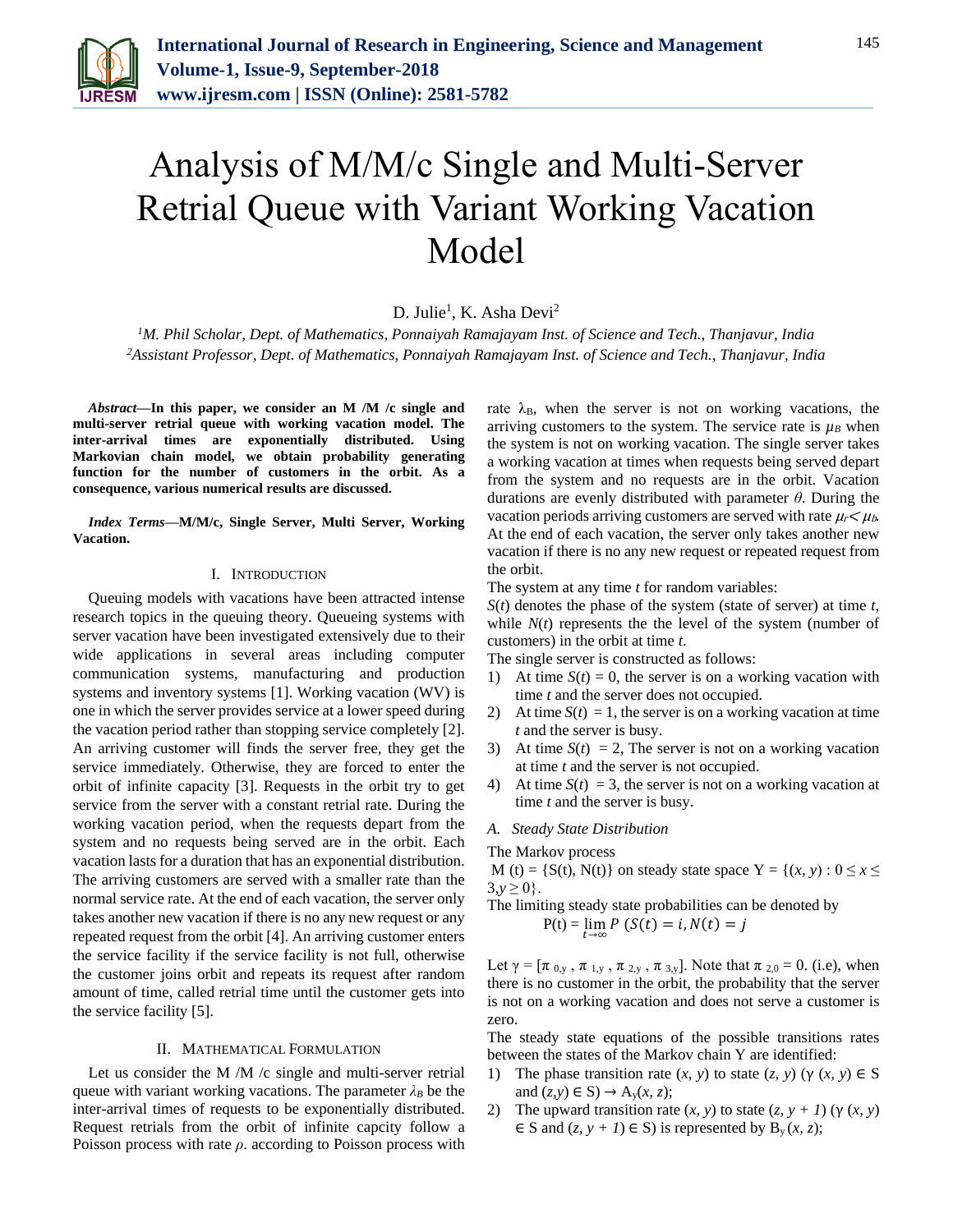# Analysis of M/M/c Single and Multi-Server Retrial Queue with Variant Working Vacation Model

D. Julie[1], K. Asha Devi[2]

[1]*M. Phil Scholar, Dept. of Mathematics, Ponnaiyah Ramajayam Inst. of Science and Tech., Thanjavur, India*
[2]*Assistant Professor, Dept. of Mathematics, Ponnaiyah Ramajayam Inst. of Science and Tech., Thanjavur, India*

***Abstract*—In this paper, we consider an M /M /c single and multi-server retrial queue with working vacation model. The inter-arrival times are exponentially distributed. Using Markovian chain model, we obtain probability generating function for the number of customers in the orbit. As a consequence, various numerical results are discussed.**

***Index Terms*—M/M/c, Single Server, Multi Server, Working Vacation.**

## I. Introduction

Queuing models with vacations have been attracted intense research topics in the queuing theory. Queueing systems with server vacation have been investigated extensively due to their wide applications in several areas including computer communication systems, manufacturing and production systems and inventory systems [1]. Working vacation (WV) is one in which the server provides service at a lower speed during the vacation period rather than stopping service completely [2]. An arriving customer will finds the server free, they get the service immediately. Otherwise, they are forced to enter the orbit of infinite capacity [3]. Requests in the orbit try to get service from the server with a constant retrial rate. During the working vacation period, when the requests depart from the system and no requests being served are in the orbit. Each vacation lasts for a duration that has an exponential distribution. The arriving customers are served with a smaller rate than the normal service rate. At the end of each vacation, the server only takes another new vacation if there is no any new request or any repeated request from the orbit [4]. An arriving customer enters the service facility if the service facility is not full, otherwise the customer joins orbit and repeats its request after random amount of time, called retrial time until the customer gets into the service facility [5].

## II. Mathematical Formulation

Let us consider the M /M /c single and multi-server retrial queue with variant working vacations. The parameter $\lambda_B$ be the inter-arrival times of requests to be exponentially distributed. Request retrials from the orbit of infinite capcity follow a Poisson process with rate $\rho$. according to Poisson process with rate $\lambda_B$, when the server is not on working vacations, the arriving customers to the system. The service rate is $\mu_B$ when the system is not on working vacation. The single server takes a working vacation at times when requests being served depart from the system and no requests are in the orbit. Vacation durations are evenly distributed with parameter $\theta$. During the vacation periods arriving customers are served with rate $\mu_r < \mu_b$. At the end of each vacation, the server only takes another new vacation if there is no any new request or repeated request from the orbit.

The system at any time $t$ for random variables:

$S(t)$ denotes the phase of the system (state of server) at time $t$, while $N(t)$ represents the the level of the system (number of customers) in the orbit at time $t$.

The single server is constructed as follows:

1) At time $S(t) = 0$, the server is on a working vacation with time $t$ and the server does not occupied.
2) At time $S(t) = 1$, the server is on a working vacation at time $t$ and the server is busy.
3) At time $S(t) = 2$, The server is not on a working vacation at time $t$ and the server is not occupied.
4) At time $S(t) = 3$, the server is not on a working vacation at time $t$ and the server is busy.

### A. Steady State Distribution

The Markov process

M (t) = {S(t), N(t)} on steady state space $Y = \{(x, y) : 0 \leq x \leq 3, y \geq 0\}$.

The limiting steady state probabilities can be denoted by

$$\mathrm{P(t)} = \lim_{t\to\infty} P\ (S(t) = i, N(t) = j$$

Let $\gamma = [\pi_{0,y}, \pi_{1,y}, \pi_{2,y}, \pi_{3,y}]$. Note that $\pi_{2,0} = 0$. (i.e), when there is no customer in the orbit, the probability that the server is not on a working vacation and does not serve a customer is zero.

The steady state equations of the possible transitions rates between the states of the Markov chain Y are identified:

1) The phase transition rate $(x, y)$ to state $(z, y)$ ($\gamma$ $(x, y) \in$ S and $(z,y) \in$ S) $\rightarrow A_y(x, z)$;
2) The upward transition rate $(x, y)$ to state $(z, y + 1)$ ($\gamma$ $(x, y)$ $\in$ S and $(z, y + 1) \in$ S) is represented by $B_y(x, z)$;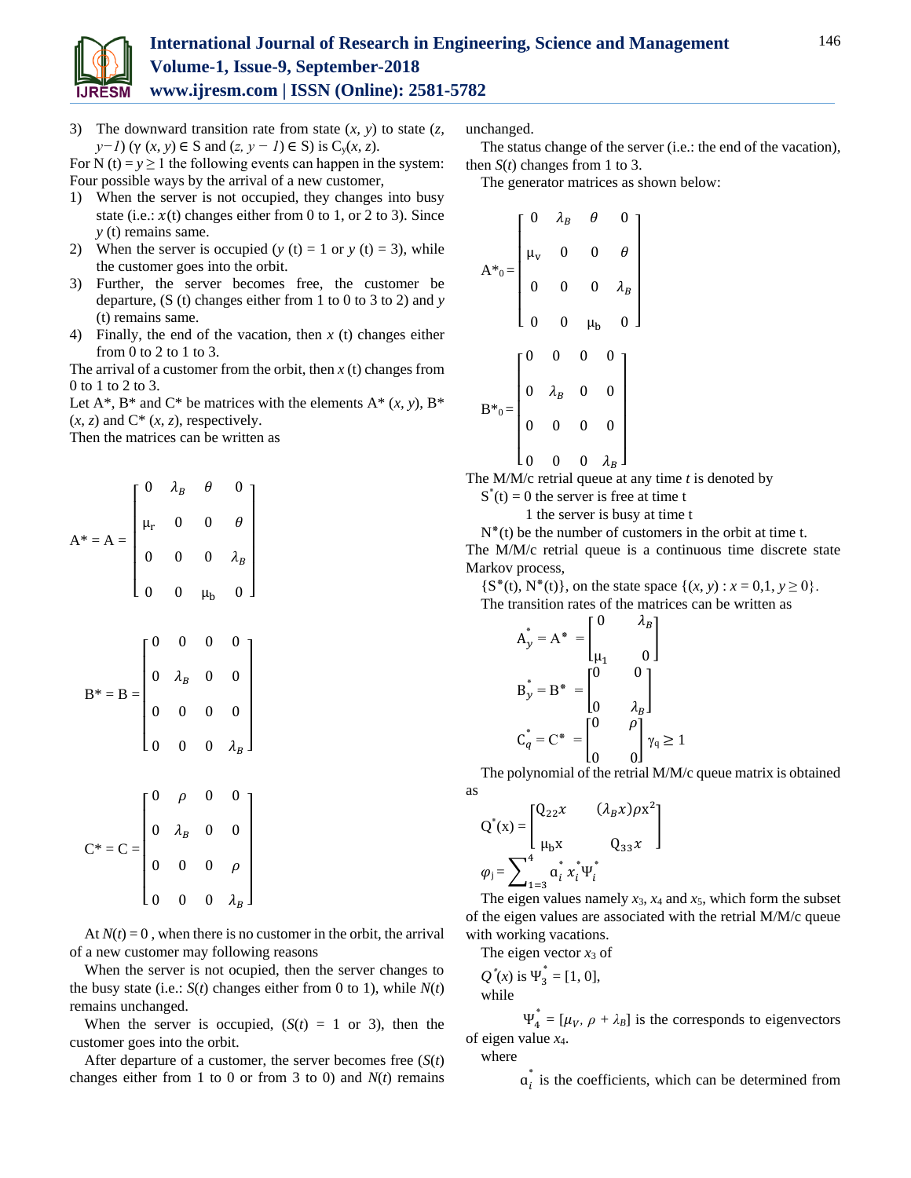3) The downward transition rate from state $(x, y)$ to state $(z, y-1)$ ($\gamma$ $(x, y) \in$ S and $(z, y-1) \in$ S) is $C_y(x, z)$.

For N (t) = $y \geq 1$ the following events can happen in the system: Four possible ways by the arrival of a new customer,

1) When the server is not occupied, they changes into busy state (i.e.: $x$(t) changes either from 0 to 1, or 2 to 3). Since $y$ (t) remains same.
2) When the server is occupied ($y$ (t) = 1 or $y$ (t) = 3), while the customer goes into the orbit.
3) Further, the server becomes free, the customer be departure, (S (t) changes either from 1 to 0 to 3 to 2) and $y$ (t) remains same.
4) Finally, the end of the vacation, then $x$ (t) changes either from 0 to 2 to 1 to 3.

The arrival of a customer from the orbit, then $x$ (t) changes from 0 to 1 to 2 to 3.

Let A*, B* and C* be matrices with the elements A* $(x, y)$, B* $(x, z)$ and C* $(x, z)$, respectively.

Then the matrices can be written as

$$A^* = A = \begin{bmatrix} 0 & \lambda_B & \theta & 0 \\ \mu_r & 0 & 0 & \theta \\ 0 & 0 & 0 & \lambda_B \\ 0 & 0 & \mu_b & 0 \end{bmatrix}$$

$$B^* = B = \begin{bmatrix} 0 & 0 & 0 & 0 \\ 0 & \lambda_B & 0 & 0 \\ 0 & 0 & 0 & 0 \\ 0 & 0 & 0 & \lambda_B \end{bmatrix}$$

$$C^* = C = \begin{bmatrix} 0 & \rho & 0 & 0 \\ 0 & \lambda_B & 0 & 0 \\ 0 & 0 & 0 & \rho \\ 0 & 0 & 0 & \lambda_B \end{bmatrix}$$

At $N(t) = 0$ , when there is no customer in the orbit, the arrival of a new customer may following reasons

When the server is not ocupied, then the server changes to the busy state (i.e.: $S(t)$ changes either from 0 to 1), while $N(t)$ remains unchanged.

When the server is occupied, ($S(t)$ = 1 or 3), then the customer goes into the orbit.

After departure of a customer, the server becomes free ($S(t)$ changes either from 1 to 0 or from 3 to 0) and $N(t)$ remains unchanged.

The status change of the server (i.e.: the end of the vacation), then $S(t)$ changes from 1 to 3.

The generator matrices as shown below:

$$A^*_0 = \begin{bmatrix} 0 & \lambda_B & \theta & 0 \\ \mu_v & 0 & 0 & \theta \\ 0 & 0 & 0 & \lambda_B \\ 0 & 0 & \mu_b & 0 \end{bmatrix}$$

$$B^*_0 = \begin{bmatrix} 0 & 0 & 0 & 0 \\ 0 & \lambda_B & 0 & 0 \\ 0 & 0 & 0 & 0 \\ 0 & 0 & 0 & \lambda_B \end{bmatrix}$$

The M/M/c retrial queue at any time $t$ is denoted by

$S^*(t)$ = 0 the server is free at time t

1 the server is busy at time t

$N^*(t)$ be the number of customers in the orbit at time t.

The M/M/c retrial queue is a continuous time discrete state Markov process,

$\{S^*(t), N^*(t)\}$, on the state space $\{(x, y) : x = 0,1, y \geq 0\}$.

The transition rates of the matrices can be written as

$$A_y^* = A^* = \begin{bmatrix} 0 & \lambda_B \\ \mu_1 & 0 \end{bmatrix}$$

$$B_y^* = B^* = \begin{bmatrix} 0 & 0 \\ 0 & \lambda_B \end{bmatrix}$$

$$C_q^* = C^* = \begin{bmatrix} 0 & \rho \\ 0 & 0 \end{bmatrix} \gamma_q \geq 1$$

The polynomial of the retrial M/M/c queue matrix is obtained as

$$Q^*(x) = \begin{bmatrix} Q_{22}x & (\lambda_B x)\rho x^2 \\ \mu_b x & Q_{33}x \end{bmatrix}$$

$$\varphi_j = \sum_{1=3}^{4} \alpha_i^* x_i^* \Psi_i^*$$

The eigen values namely $x_3$, $x_4$ and $x_5$, which form the subset of the eigen values are associated with the retrial M/M/c queue with working vacations.

The eigen vector $x_3$ of

$Q^*(x)$ is $\Psi_3^* = [1, 0]$,

while

$\Psi_4^* = [\mu_V, \rho + \lambda_B]$ is the corresponds to eigenvectors of eigen value $x_4$.

where

$\alpha_i^*$ is the coefficients, which can be determined from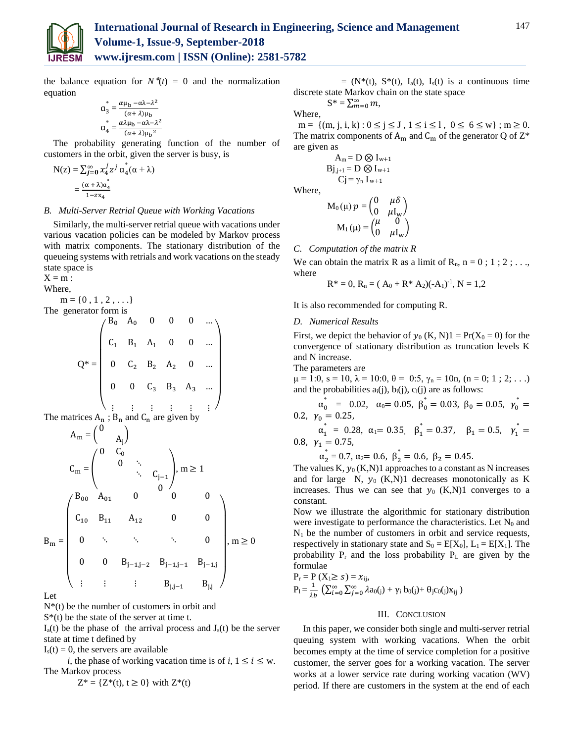the balance equation for $N^{*}(t) = 0$ and the normalization equation

$$\alpha_3^* = \frac{\alpha\mu_b - \alpha\lambda - \lambda^2}{(\alpha+\lambda)\mu_b}$$

$$\alpha_4^* = \frac{\alpha\lambda\mu_b - \alpha\lambda - \lambda^2}{(\alpha+\lambda)\mu_b{}^2}$$

The probability generating function of the number of customers in the orbit, given the server is busy, is

$$N(z) = \sum_{j=0}^{\infty} x_4^j z^j \alpha_4^*(\alpha + \lambda)$$

$$= \frac{(\alpha+\lambda)\alpha_4^*}{1 - zx_4}$$

### *B. Multi-Server Retrial Queue with Working Vacations*

Similarly, the multi-server retrial queue with vacations under various vacation policies can be modeled by Markov process with matrix components. The stationary distribution of the queueing systems with retrials and work vacations on the steady state space is

X = m :

Where,

m = {0 , 1 , 2 , . . .}

The generator form is

$$Q^* = \begin{pmatrix} B_0 & A_0 & 0 & 0 & 0 & \dots \\ C_1 & B_1 & A_1 & 0 & 0 & \dots \\ 0 & C_2 & B_2 & A_2 & 0 & \dots \\ 0 & 0 & C_3 & B_3 & A_3 & \dots \\ \vdots & \vdots & \vdots & \vdots & \vdots & \vdots \end{pmatrix}$$

The matrices $A_n$ ; $B_n$ and $C_n$ are given by

$$A_m = \begin{pmatrix} 0 & \\ & A_j \end{pmatrix}$$

$$C_m = \begin{pmatrix} 0 & C_0 & & \\ & 0 & \ddots & \\ & & \ddots & C_{j-1} \\ & & & 0 \end{pmatrix}, m \geq 1$$

$$B_m = \begin{pmatrix} B_{00} & A_{01} & 0 & 0 & 0 \\ C_{10} & B_{11} & A_{12} & 0 & 0 \\ 0 & \ddots & \ddots & \ddots & 0 \\ 0 & 0 & B_{j-1,j-2} & B_{j-1,j-1} & B_{j-1,j} \\ \vdots & \vdots & \vdots & B_{j,j-1} & B_{j,j} \end{pmatrix}, m \geq 0$$

Let

$N^*(t)$ be the number of customers in orbit and

$S^*(t)$ be the state of the server at time t.

$I_a(t)$ be the phase of the arrival process and $J_s(t)$ be the server state at time t defined by

$I_s(t) = 0$, the servers are available

*i*, the phase of working vacation time is of $i$, $1 \leq i \leq$ w.

The Markov process

$$Z^* = \{Z^*(t), t \geq 0\} \text{ with } Z^*(t)$$

$= (N^*(t), S^*(t), I_a(t), I_s(t)$ is a continuous time discrete state Markov chain on the state space

$$S^* = \sum_{m=0}^{\infty} m,$$

Where,

m = {(m, j, i, k) : $0 \leq j \leq J$ , $1 \leq i \leq l$ , $0 \leq 6 \leq w$} ; m ≥ 0.

The matrix components of $A_m$ and $C_m$ of the generator Q of $Z^*$ are given as

$$A_m = D \otimes I_{w+1}$$

$$Bj_{,j+1} = D \otimes I_{w+1}$$

$$Cj = \gamma_n I_{w+1}$$

Where,

$$M_0(\mu)\, p = \begin{pmatrix} 0 & \mu\delta \\ 0 & \mu I_w \end{pmatrix}$$

$$M_1(\mu) = \begin{pmatrix} \mu & 0 \\ 0 & \mu I_w \end{pmatrix}$$

### *C. Computation of the matrix R*

We can obtain the matrix R as a limit of $R_n$, n = 0 ; 1 ; 2 ; . . ., where

$$R^* = 0,\ R_n = (A_0 + R^* A_2)(-A_1)^{-1},\ N = 1,2$$

It is also recommended for computing R.

### *D. Numerical Results*

First, we depict the behavior of $y_0$ (K, N)1 = Pr($X_0$ = 0) for the convergence of stationary distribution as truncation levels K and N increase.

The parameters are

μ = 1:0, s = 10, λ = 10:0, θ = 0:5, $\gamma_n$ = 10n, (n = 0; 1 ; 2; . . .) and the probabilities $a_i(j)$, $b_i(j)$, $c_i(j)$ are as follows:

$\alpha_0^*$ = 0.02, $\alpha_0$= 0.05, $\beta_0^* = 0.03$, $\beta_0 = 0.05$, $\gamma_0^* = 0.2$, $\gamma_0 = 0.25$,

$\alpha_1^*$ = 0.28, $\alpha_1$= 0.35, $\beta_1^* = 0.37$, $\beta_1 = 0.5$, $\gamma_1^* = 0.8$, $\gamma_1 = 0.75$,

$\alpha_2^*$ = 0.7, $\alpha_2$= 0.6, $\beta_2^* = 0.6$, $\beta_2 = 0.45$.

The values K, $y_0$ (K,N)1 approaches to a constant as N increases and for large N, $y_0$ (K,N)1 decreases monotonically as K increases. Thus we can see that $y_0$ (K,N)1 converges to a constant.

Now we illustrate the algorithmic for stationary distribution were investigate to performance the characteristics. Let $N_0$ and $N_1$ be the number of customers in orbit and service requests, respectively in stationary state and $S_0 = E[X_0]$, $L_1 = E[X_1]$. The probability $P_r$ and the loss probability $P_L$ are given by the formulae

$$P_r = P(X_1 \geq s) = x_{ij},$$

$$P_l = \frac{1}{\lambda b}\left(\sum_{i=0}^{\infty}\sum_{j=0}^{\infty} \lambda a_0(j) + \gamma_i b_0(j) + \theta_j c_0(j) x_{ij}\right)$$

## III. Conclusion

In this paper, we consider both single and multi-server retrial queuing system with working vacations. When the orbit becomes empty at the time of service completion for a positive customer, the server goes for a working vacation. The server works at a lower service rate during working vacation (WV) period. If there are customers in the system at the end of each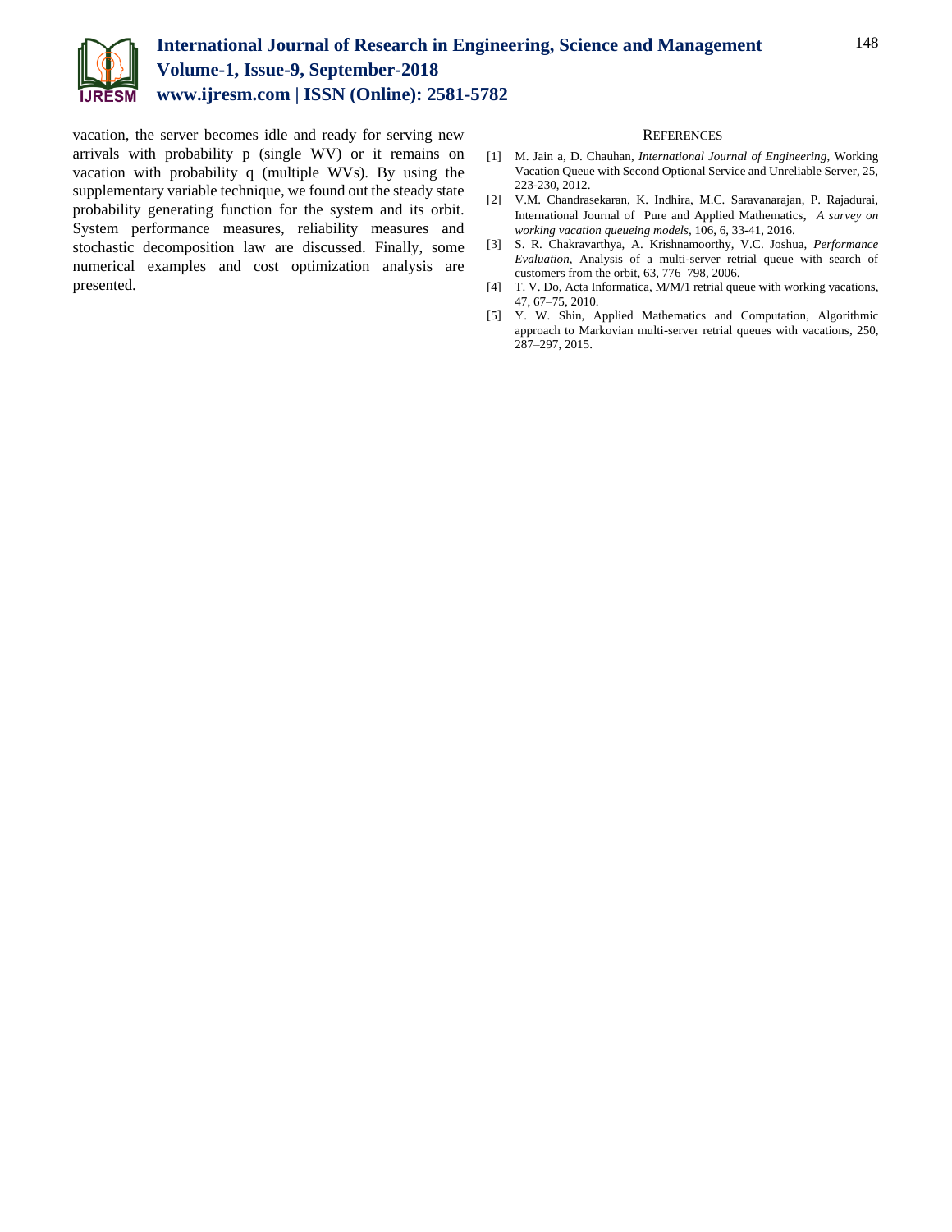vacation, the server becomes idle and ready for serving new arrivals with probability p (single WV) or it remains on vacation with probability q (multiple WVs). By using the supplementary variable technique, we found out the steady state probability generating function for the system and its orbit. System performance measures, reliability measures and stochastic decomposition law are discussed. Finally, some numerical examples and cost optimization analysis are presented.

## REFERENCES

[1] M. Jain a, D. Chauhan, *International Journal of Engineering*, Working Vacation Queue with Second Optional Service and Unreliable Server, 25, 223-230, 2012.

[2] V.M. Chandrasekaran, K. Indhira, M.C. Saravanarajan, P. Rajadurai, International Journal of Pure and Applied Mathematics, *A survey on working vacation queueing models*, 106, 6, 33-41, 2016.

[3] S. R. Chakravarthya, A. Krishnamoorthy, V.C. Joshua, *Performance Evaluation*, Analysis of a multi-server retrial queue with search of customers from the orbit, 63, 776–798, 2006.

[4] T. V. Do, Acta Informatica, M/M/1 retrial queue with working vacations, 47, 67–75, 2010.

[5] Y. W. Shin, Applied Mathematics and Computation, Algorithmic approach to Markovian multi-server retrial queues with vacations, 250, 287–297, 2015.